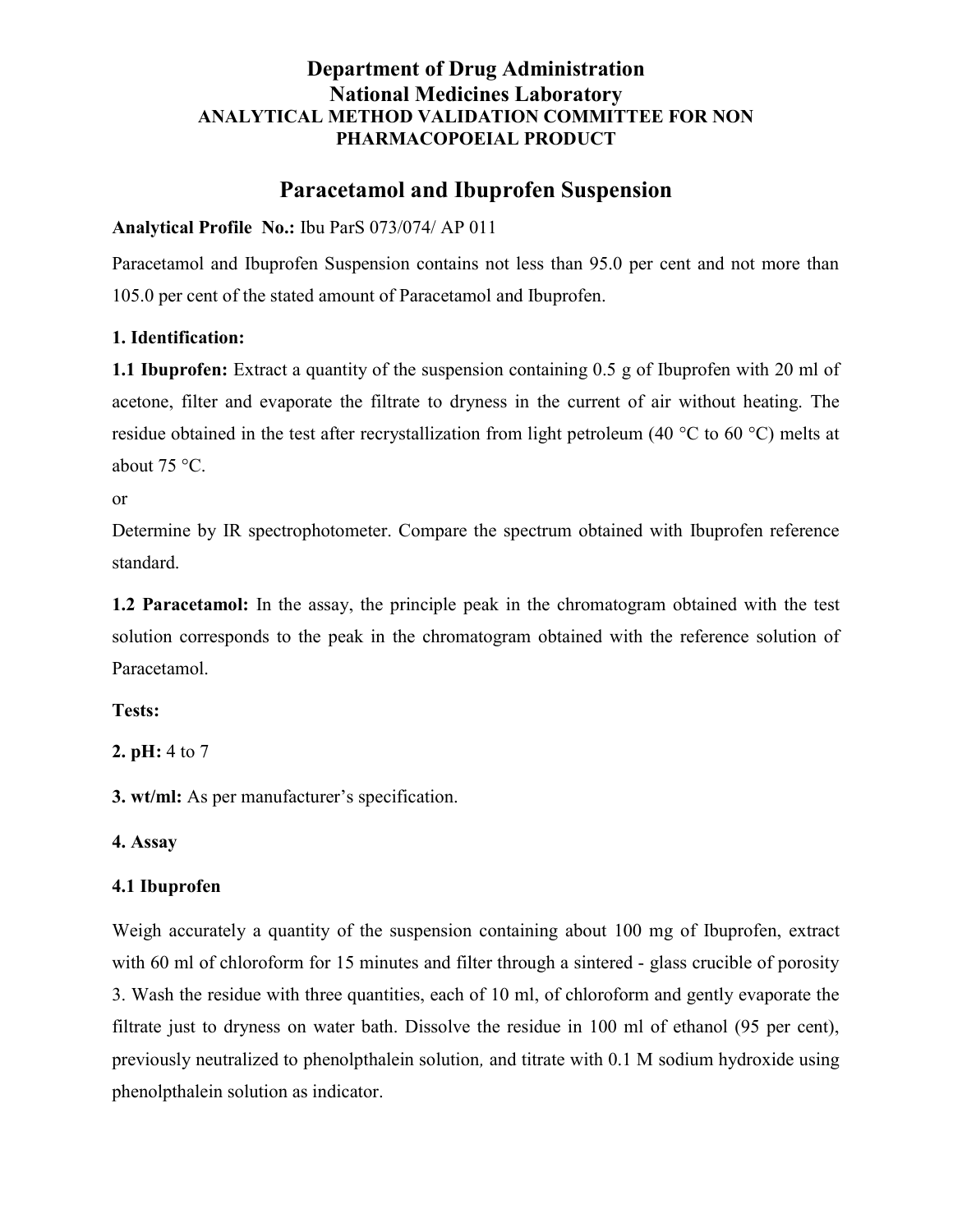# Department of Drug Administration
# National Medicines Laboratory
### ANALYTICAL METHOD VALIDATION COMMITTEE FOR NON PHARMACOPOEIAL PRODUCT

## Paracetamol and Ibuprofen Suspension

**Analytical Profile No.:** Ibu ParS 073/074/ AP 011

Paracetamol and Ibuprofen Suspension contains not less than 95.0 per cent and not more than 105.0 per cent of the stated amount of Paracetamol and Ibuprofen.

**1. Identification:**

**1.1 Ibuprofen:** Extract a quantity of the suspension containing 0.5 g of Ibuprofen with 20 ml of acetone, filter and evaporate the filtrate to dryness in the current of air without heating. The residue obtained in the test after recrystallization from light petroleum (40 °C to 60 °C) melts at about 75 °C.

or

Determine by IR spectrophotometer. Compare the spectrum obtained with Ibuprofen reference standard.

**1.2 Paracetamol:** In the assay, the principle peak in the chromatogram obtained with the test solution corresponds to the peak in the chromatogram obtained with the reference solution of Paracetamol.

**Tests:**

**2. pH:** 4 to 7

**3. wt/ml:** As per manufacturer's specification.

**4. Assay**

**4.1 Ibuprofen**

Weigh accurately a quantity of the suspension containing about 100 mg of Ibuprofen, extract with 60 ml of chloroform for 15 minutes and filter through a sintered - glass crucible of porosity 3. Wash the residue with three quantities, each of 10 ml, of chloroform and gently evaporate the filtrate just to dryness on water bath. Dissolve the residue in 100 ml of ethanol (95 per cent), previously neutralized to phenolpthalein solution, and titrate with 0.1 M sodium hydroxide using phenolpthalein solution as indicator.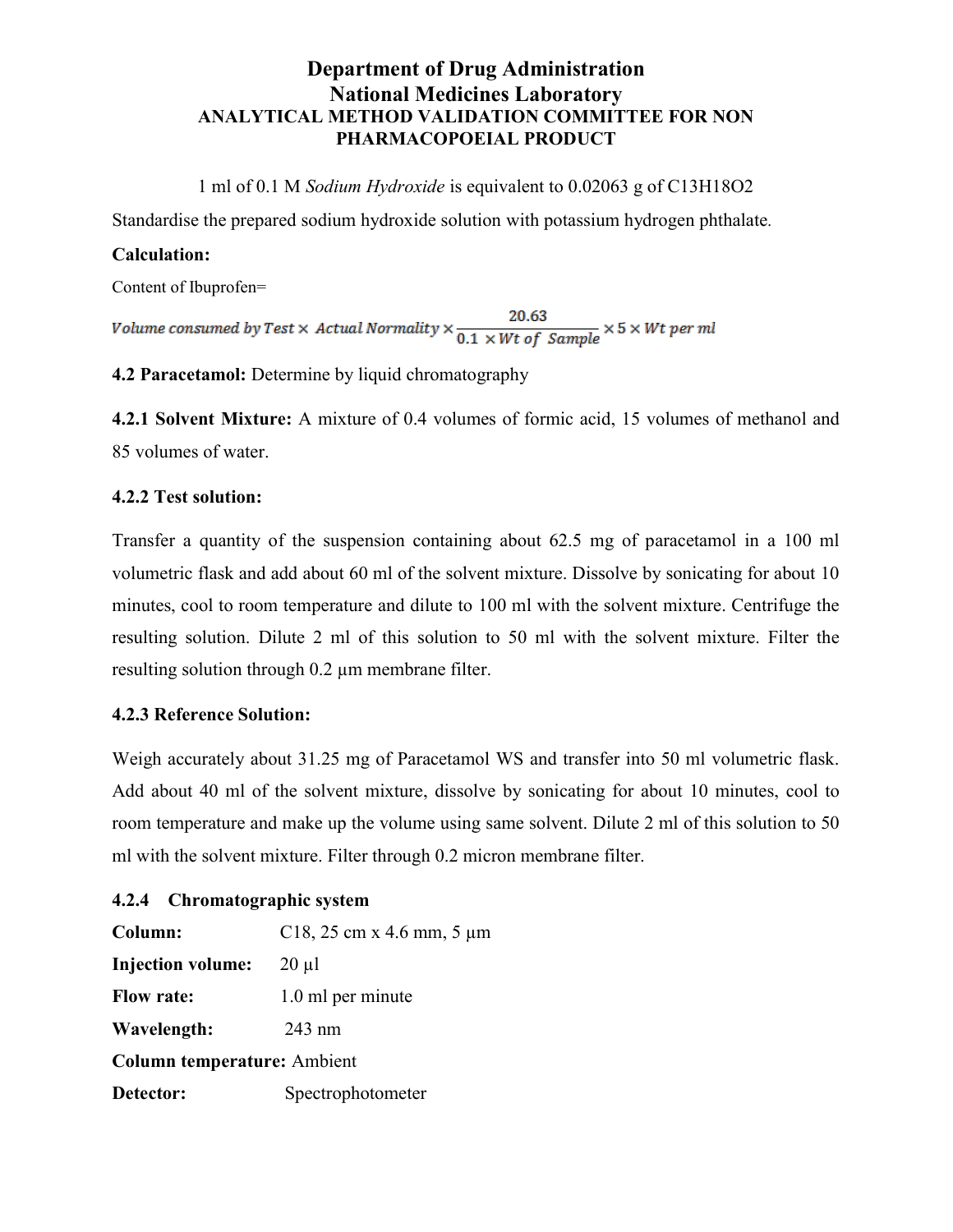**Department of Drug Administration**
**National Medicines Laboratory**
**ANALYTICAL METHOD VALIDATION COMMITTEE FOR NON PHARMACOPOEIAL PRODUCT**

1 ml of 0.1 M *Sodium Hydroxide* is equivalent to 0.02063 g of $C_{13}H_{18}O_2$

Standardise the prepared sodium hydroxide solution with potassium hydrogen phthalate.

**Calculation:**

Content of Ibuprofen=

$$\text{Volume consumed by Test} \times \text{Actual Normality} \times \frac{20.63}{0.1 \times \text{Wt of Sample}} \times 5 \times \text{Wt per ml}$$

**4.2 Paracetamol:** Determine by liquid chromatography

**4.2.1 Solvent Mixture:** A mixture of 0.4 volumes of formic acid, 15 volumes of methanol and 85 volumes of water.

**4.2.2 Test solution:**

Transfer a quantity of the suspension containing about 62.5 mg of paracetamol in a 100 ml volumetric flask and add about 60 ml of the solvent mixture. Dissolve by sonicating for about 10 minutes, cool to room temperature and dilute to 100 ml with the solvent mixture. Centrifuge the resulting solution. Dilute 2 ml of this solution to 50 ml with the solvent mixture. Filter the resulting solution through 0.2 µm membrane filter.

**4.2.3 Reference Solution:**

Weigh accurately about 31.25 mg of Paracetamol WS and transfer into 50 ml volumetric flask. Add about 40 ml of the solvent mixture, dissolve by sonicating for about 10 minutes, cool to room temperature and make up the volume using same solvent. Dilute 2 ml of this solution to 50 ml with the solvent mixture. Filter through 0.2 micron membrane filter.

**4.2.4 Chromatographic system**

**Column:** C18, 25 cm x 4.6 mm, 5 µm

**Injection volume:** 20 µl

**Flow rate:** 1.0 ml per minute

**Wavelength:** 243 nm

**Column temperature:** Ambient

**Detector:** Spectrophotometer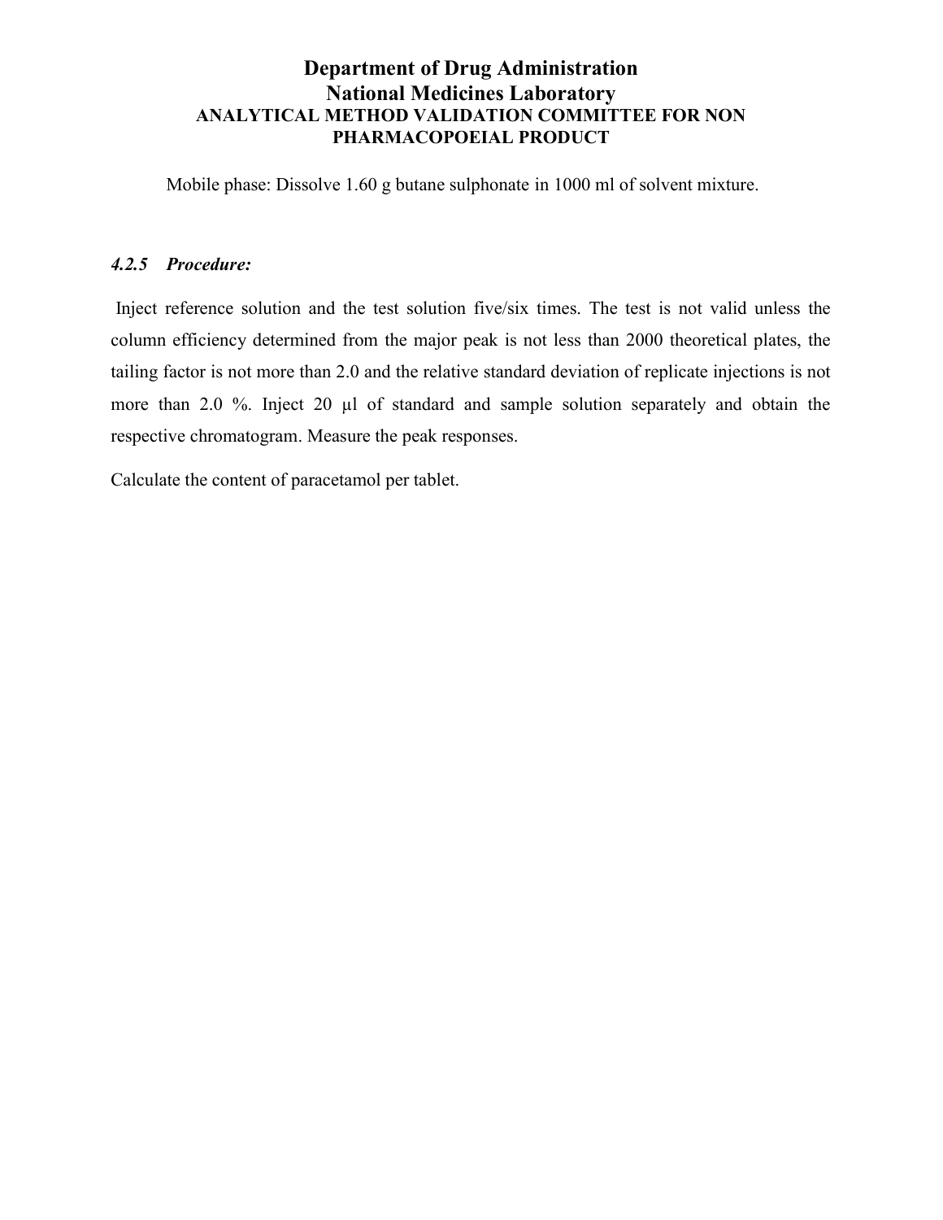# Department of Drug Administration
# National Medicines Laboratory
## ANALYTICAL METHOD VALIDATION COMMITTEE FOR NON PHARMACOPOEIAL PRODUCT

Mobile phase: Dissolve 1.60 g butane sulphonate in 1000 ml of solvent mixture.

### *4.2.5 Procedure:*

Inject reference solution and the test solution five/six times. The test is not valid unless the column efficiency determined from the major peak is not less than 2000 theoretical plates, the tailing factor is not more than 2.0 and the relative standard deviation of replicate injections is not more than 2.0 %. Inject 20 μl of standard and sample solution separately and obtain the respective chromatogram. Measure the peak responses.

Calculate the content of paracetamol per tablet.